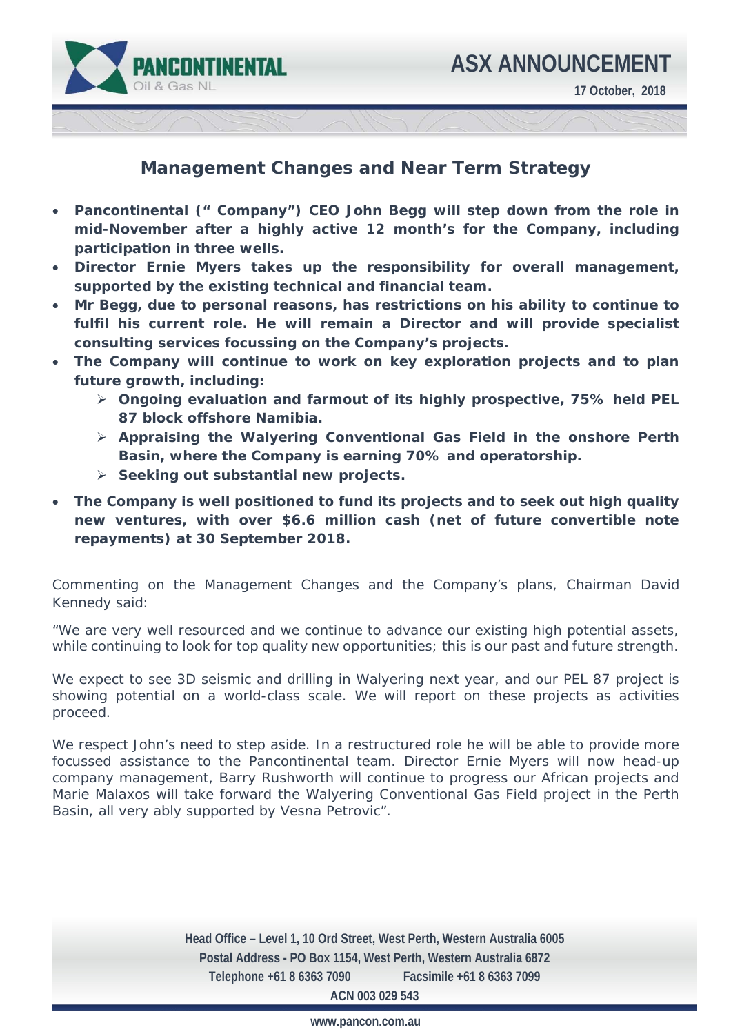# ASX ANNOUNCEMENT

17 October, 2018

## Management Changes and Near Term Strategy

- **Pancontinental (" Company") CEO John Begg will step down from the role in mid-November after a highly active 12 month's for the Company, including participation in three wells.**
- **Director Ernie Myers takes up the responsibility for overall management, supported by the existing technical and financial team.**
- **Mr Begg, due to personal reasons, has restrictions on his ability to continue to fulfil his current role. He will remain a Director and will provide specialist consulting services focussing on the Company's projects.**
- **The Company will continue to work on key exploration projects and to plan future growth, including:**
  - **Ongoing evaluation and farmout of its highly prospective, 75% held PEL 87 block offshore Namibia.**
  - **Appraising the Walyering Conventional Gas Field in the onshore Perth Basin, where the Company is earning 70% and operatorship.**
  - **Seeking out substantial new projects.**
- **The Company is well positioned to fund its projects and to seek out high quality new ventures, with over $6.6 million cash (net of future convertible note repayments) at 30 September 2018.**

Commenting on the Management Changes and the Company's plans, Chairman David Kennedy said:

"We are very well resourced and we continue to advance our existing high potential assets, while continuing to look for top quality new opportunities; this is our past and future strength.

We expect to see 3D seismic and drilling in Walyering next year, and our PEL 87 project is showing potential on a world-class scale. We will report on these projects as activities proceed.

We respect John's need to step aside. In a restructured role he will be able to provide more focussed assistance to the Pancontinental team. Director Ernie Myers will now head-up company management, Barry Rushworth will continue to progress our African projects and Marie Malaxos will take forward the Walyering Conventional Gas Field project in the Perth Basin, all very ably supported by Vesna Petrovic".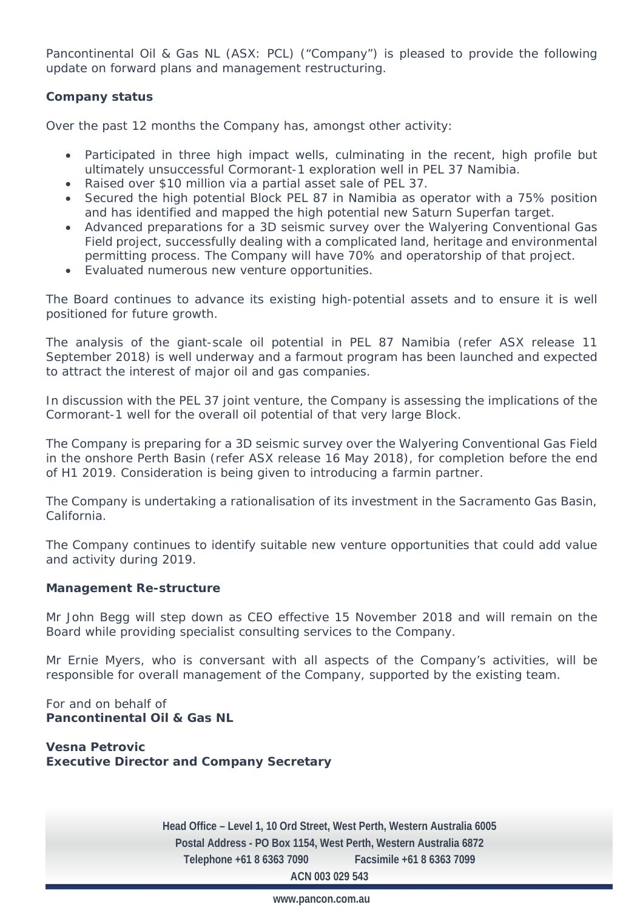Pancontinental Oil & Gas NL (ASX: PCL) ("Company") is pleased to provide the following update on forward plans and management restructuring.

**Company status**

Over the past 12 months the Company has, amongst other activity:

- Participated in three high impact wells, culminating in the recent, high profile but ultimately unsuccessful Cormorant-1 exploration well in PEL 37 Namibia.
- Raised over $10 million via a partial asset sale of PEL 37.
- Secured the high potential Block PEL 87 in Namibia as operator with a 75% position and has identified and mapped the high potential new Saturn Superfan target.
- Advanced preparations for a 3D seismic survey over the Walyering Conventional Gas Field project, successfully dealing with a complicated land, heritage and environmental permitting process. The Company will have 70% and operatorship of that project.
- Evaluated numerous new venture opportunities.

The Board continues to advance its existing high-potential assets and to ensure it is well positioned for future growth.

The analysis of the giant-scale oil potential in PEL 87 Namibia (refer ASX release 11 September 2018) is well underway and a farmout program has been launched and expected to attract the interest of major oil and gas companies.

In discussion with the PEL 37 joint venture, the Company is assessing the implications of the Cormorant-1 well for the overall oil potential of that very large Block.

The Company is preparing for a 3D seismic survey over the Walyering Conventional Gas Field in the onshore Perth Basin (refer ASX release 16 May 2018), for completion before the end of H1 2019. Consideration is being given to introducing a farmin partner.

The Company is undertaking a rationalisation of its investment in the Sacramento Gas Basin, California.

The Company continues to identify suitable new venture opportunities that could add value and activity during 2019.

**Management Re-structure**

Mr John Begg will step down as CEO effective 15 November 2018 and will remain on the Board while providing specialist consulting services to the Company.

Mr Ernie Myers, who is conversant with all aspects of the Company's activities, will be responsible for overall management of the Company, supported by the existing team.

For and on behalf of
**Pancontinental Oil & Gas NL**

**Vesna Petrovic**
**Executive Director and Company Secretary**

**Head Office – Level 1, 10 Ord Street, West Perth, Western Australia 6005**
**Postal Address - PO Box 1154, West Perth, Western Australia 6872**
**Telephone +61 8 6363 7090 Facsimile +61 8 6363 7099**
**ACN 003 029 543**

**www.pancon.com.au**